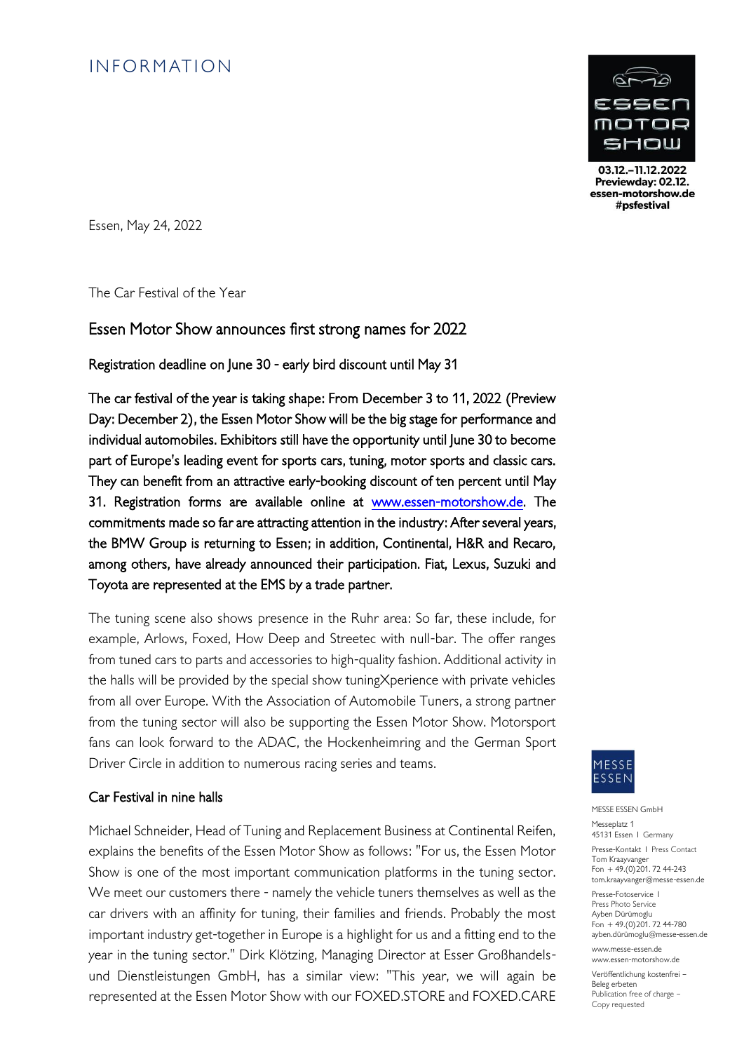# INFORMATION

03.12.–11.12.2022
Previewday: 02.12.
essen-motorshow.de
#psfestival

Essen, May 24, 2022

The Car Festival of the Year

## Essen Motor Show announces first strong names for 2022

**Registration deadline on June 30 - early bird discount until May 31**

**The car festival of the year is taking shape: From December 3 to 11, 2022 (Preview Day: December 2), the Essen Motor Show will be the big stage for performance and individual automobiles. Exhibitors still have the opportunity until June 30 to become part of Europe's leading event for sports cars, tuning, motor sports and classic cars. They can benefit from an attractive early-booking discount of ten percent until May 31. Registration forms are available online at [www.essen-motorshow.de](http://www.essen-motorshow.de). The commitments made so far are attracting attention in the industry: After several years, the BMW Group is returning to Essen; in addition, Continental, H&R and Recaro, among others, have already announced their participation. Fiat, Lexus, Suzuki and Toyota are represented at the EMS by a trade partner.**

The tuning scene also shows presence in the Ruhr area: So far, these include, for example, Arlows, Foxed, How Deep and Streetec with null-bar. The offer ranges from tuned cars to parts and accessories to high-quality fashion. Additional activity in the halls will be provided by the special show tuningXperience with private vehicles from all over Europe. With the Association of Automobile Tuners, a strong partner from the tuning sector will also be supporting the Essen Motor Show. Motorsport fans can look forward to the ADAC, the Hockenheimring and the German Sport Driver Circle in addition to numerous racing series and teams.

### Car Festival in nine halls

Michael Schneider, Head of Tuning and Replacement Business at Continental Reifen, explains the benefits of the Essen Motor Show as follows: "For us, the Essen Motor Show is one of the most important communication platforms in the tuning sector. We meet our customers there - namely the vehicle tuners themselves as well as the car drivers with an affinity for tuning, their families and friends. Probably the most important industry get-together in Europe is a highlight for us and a fitting end to the year in the tuning sector." Dirk Klötzing, Managing Director at Esser Großhandels- und Dienstleistungen GmbH, has a similar view: "This year, we will again be represented at the Essen Motor Show with our FOXED.STORE and FOXED.CARE

MESSE ESSEN GmbH
Messeplatz 1
45131 Essen I Germany

Presse-Kontakt I Press Contact
Tom Kraayvanger
Fon + 49.(0)201. 72 44-243
tom.kraayvanger@messe-essen.de

Presse-Fotoservice I
Press Photo Service
Ayben Dürümoglu
Fon + 49.(0)201. 72 44-780
ayben.dürümoglu@messe-essen.de

www.messe-essen.de
www.essen-motorshow.de

Veröffentlichung kostenfrei –
Beleg erbeten
Publication free of charge –
Copy requested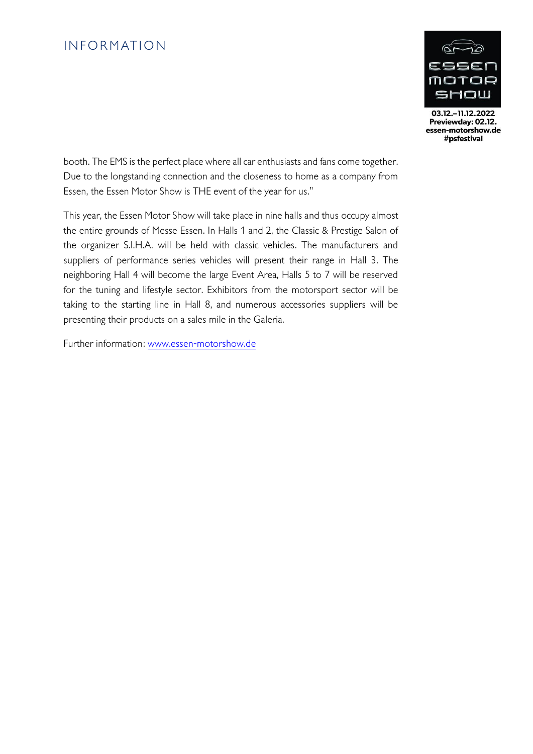booth. The EMS is the perfect place where all car enthusiasts and fans come together. Due to the longstanding connection and the closeness to home as a company from Essen, the Essen Motor Show is THE event of the year for us."

This year, the Essen Motor Show will take place in nine halls and thus occupy almost the entire grounds of Messe Essen. In Halls 1 and 2, the Classic & Prestige Salon of the organizer S.I.H.A. will be held with classic vehicles. The manufacturers and suppliers of performance series vehicles will present their range in Hall 3. The neighboring Hall 4 will become the large Event Area, Halls 5 to 7 will be reserved for the tuning and lifestyle sector. Exhibitors from the motorsport sector will be taking to the starting line in Hall 8, and numerous accessories suppliers will be presenting their products on a sales mile in the Galeria.

Further information: [www.essen-motorshow.de](http://www.essen-motorshow.de)